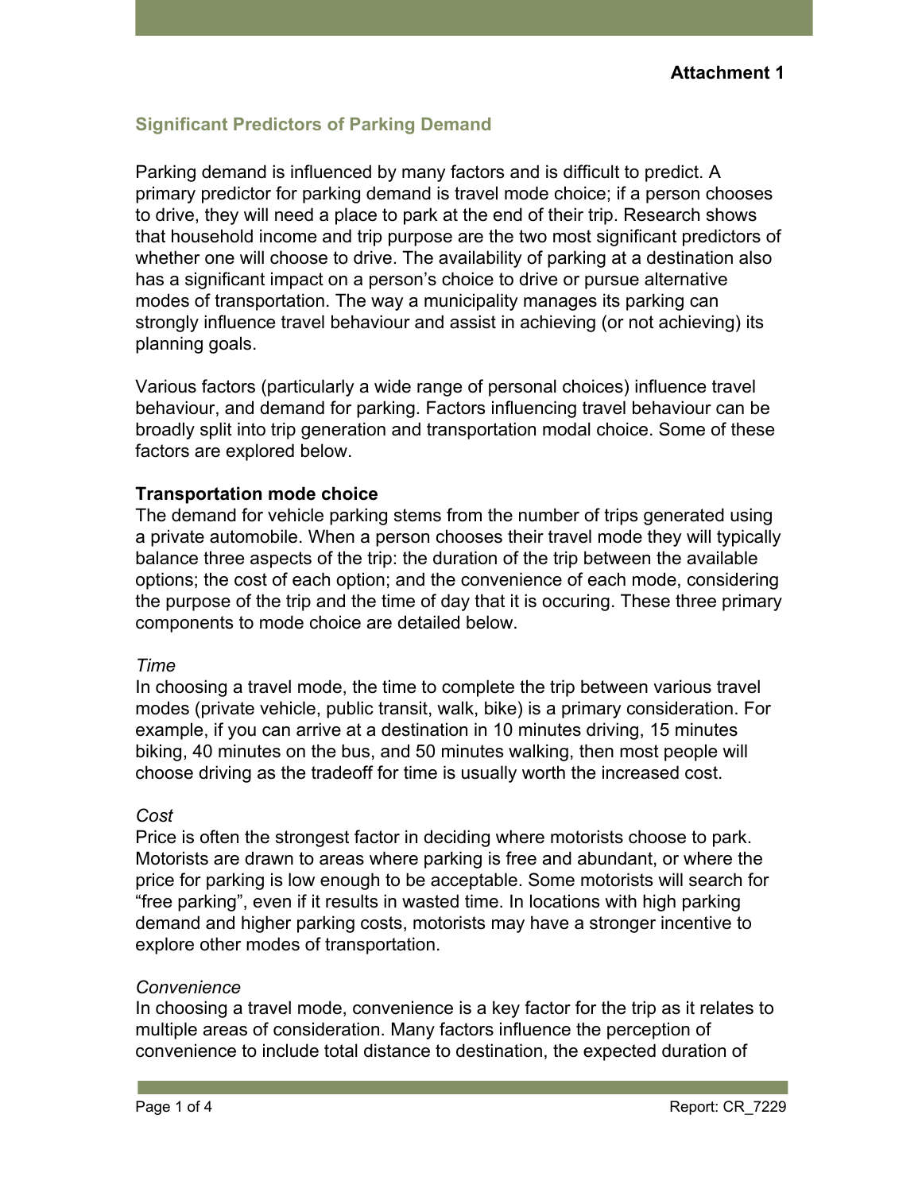**Attachment 1**

## Significant Predictors of Parking Demand

Parking demand is influenced by many factors and is difficult to predict. A primary predictor for parking demand is travel mode choice; if a person chooses to drive, they will need a place to park at the end of their trip. Research shows that household income and trip purpose are the two most significant predictors of whether one will choose to drive. The availability of parking at a destination also has a significant impact on a person's choice to drive or pursue alternative modes of transportation. The way a municipality manages its parking can strongly influence travel behaviour and assist in achieving (or not achieving) its planning goals.

Various factors (particularly a wide range of personal choices) influence travel behaviour, and demand for parking. Factors influencing travel behaviour can be broadly split into trip generation and transportation modal choice. Some of these factors are explored below.

### Transportation mode choice

The demand for vehicle parking stems from the number of trips generated using a private automobile. When a person chooses their travel mode they will typically balance three aspects of the trip: the duration of the trip between the available options; the cost of each option; and the convenience of each mode, considering the purpose of the trip and the time of day that it is occuring. These three primary components to mode choice are detailed below.

*Time*

In choosing a travel mode, the time to complete the trip between various travel modes (private vehicle, public transit, walk, bike) is a primary consideration. For example, if you can arrive at a destination in 10 minutes driving, 15 minutes biking, 40 minutes on the bus, and 50 minutes walking, then most people will choose driving as the tradeoff for time is usually worth the increased cost.

*Cost*

Price is often the strongest factor in deciding where motorists choose to park. Motorists are drawn to areas where parking is free and abundant, or where the price for parking is low enough to be acceptable. Some motorists will search for "free parking", even if it results in wasted time. In locations with high parking demand and higher parking costs, motorists may have a stronger incentive to explore other modes of transportation.

*Convenience*

In choosing a travel mode, convenience is a key factor for the trip as it relates to multiple areas of consideration. Many factors influence the perception of convenience to include total distance to destination, the expected duration of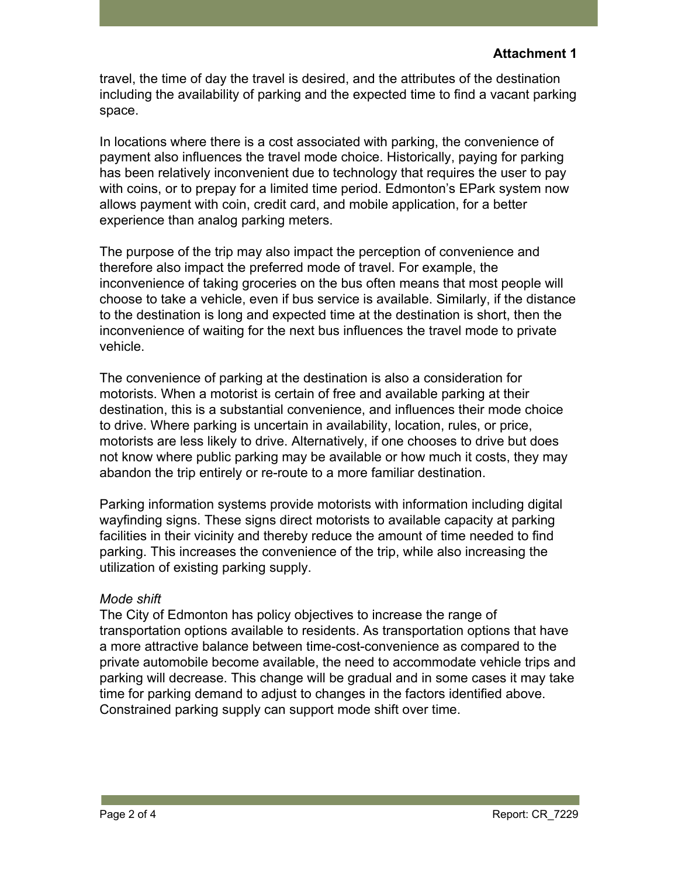travel, the time of day the travel is desired, and the attributes of the destination including the availability of parking and the expected time to find a vacant parking space.

In locations where there is a cost associated with parking, the convenience of payment also influences the travel mode choice. Historically, paying for parking has been relatively inconvenient due to technology that requires the user to pay with coins, or to prepay for a limited time period. Edmonton's EPark system now allows payment with coin, credit card, and mobile application, for a better experience than analog parking meters.

The purpose of the trip may also impact the perception of convenience and therefore also impact the preferred mode of travel. For example, the inconvenience of taking groceries on the bus often means that most people will choose to take a vehicle, even if bus service is available. Similarly, if the distance to the destination is long and expected time at the destination is short, then the inconvenience of waiting for the next bus influences the travel mode to private vehicle.

The convenience of parking at the destination is also a consideration for motorists. When a motorist is certain of free and available parking at their destination, this is a substantial convenience, and influences their mode choice to drive. Where parking is uncertain in availability, location, rules, or price, motorists are less likely to drive. Alternatively, if one chooses to drive but does not know where public parking may be available or how much it costs, they may abandon the trip entirely or re-route to a more familiar destination.

Parking information systems provide motorists with information including digital wayfinding signs. These signs direct motorists to available capacity at parking facilities in their vicinity and thereby reduce the amount of time needed to find parking. This increases the convenience of the trip, while also increasing the utilization of existing parking supply.

*Mode shift*

The City of Edmonton has policy objectives to increase the range of transportation options available to residents. As transportation options that have a more attractive balance between time-cost-convenience as compared to the private automobile become available, the need to accommodate vehicle trips and parking will decrease. This change will be gradual and in some cases it may take time for parking demand to adjust to changes in the factors identified above. Constrained parking supply can support mode shift over time.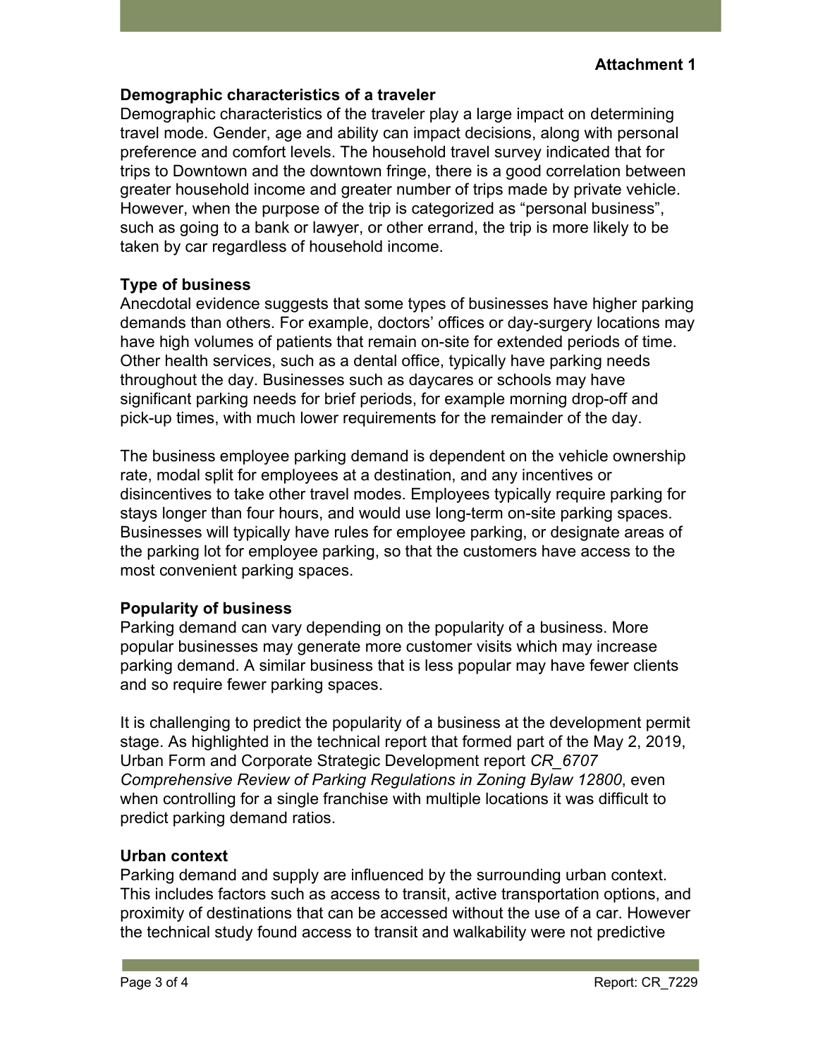**Attachment 1**

**Demographic characteristics of a traveler**

Demographic characteristics of the traveler play a large impact on determining travel mode. Gender, age and ability can impact decisions, along with personal preference and comfort levels. The household travel survey indicated that for trips to Downtown and the downtown fringe, there is a good correlation between greater household income and greater number of trips made by private vehicle. However, when the purpose of the trip is categorized as “personal business”, such as going to a bank or lawyer, or other errand, the trip is more likely to be taken by car regardless of household income.

**Type of business**

Anecdotal evidence suggests that some types of businesses have higher parking demands than others. For example, doctors’ offices or day-surgery locations may have high volumes of patients that remain on-site for extended periods of time. Other health services, such as a dental office, typically have parking needs throughout the day. Businesses such as daycares or schools may have significant parking needs for brief periods, for example morning drop-off and pick-up times, with much lower requirements for the remainder of the day.

The business employee parking demand is dependent on the vehicle ownership rate, modal split for employees at a destination, and any incentives or disincentives to take other travel modes. Employees typically require parking for stays longer than four hours, and would use long-term on-site parking spaces. Businesses will typically have rules for employee parking, or designate areas of the parking lot for employee parking, so that the customers have access to the most convenient parking spaces.

**Popularity of business**

Parking demand can vary depending on the popularity of a business. More popular businesses may generate more customer visits which may increase parking demand. A similar business that is less popular may have fewer clients and so require fewer parking spaces.

It is challenging to predict the popularity of a business at the development permit stage. As highlighted in the technical report that formed part of the May 2, 2019, Urban Form and Corporate Strategic Development report *CR_6707 Comprehensive Review of Parking Regulations in Zoning Bylaw 12800*, even when controlling for a single franchise with multiple locations it was difficult to predict parking demand ratios.

**Urban context**

Parking demand and supply are influenced by the surrounding urban context. This includes factors such as access to transit, active transportation options, and proximity of destinations that can be accessed without the use of a car. However the technical study found access to transit and walkability were not predictive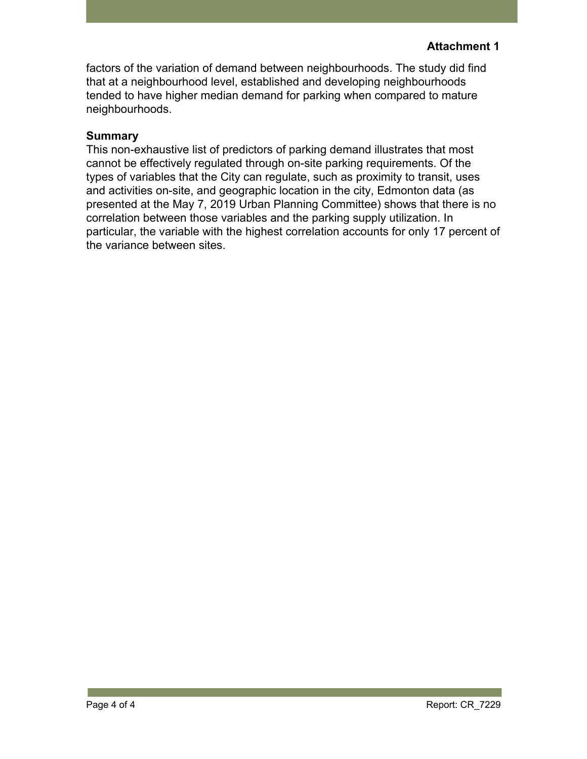factors of the variation of demand between neighbourhoods. The study did find that at a neighbourhood level, established and developing neighbourhoods tended to have higher median demand for parking when compared to mature neighbourhoods.

**Summary**

This non-exhaustive list of predictors of parking demand illustrates that most cannot be effectively regulated through on-site parking requirements. Of the types of variables that the City can regulate, such as proximity to transit, uses and activities on-site, and geographic location in the city, Edmonton data (as presented at the May 7, 2019 Urban Planning Committee) shows that there is no correlation between those variables and the parking supply utilization. In particular, the variable with the highest correlation accounts for only 17 percent of the variance between sites.